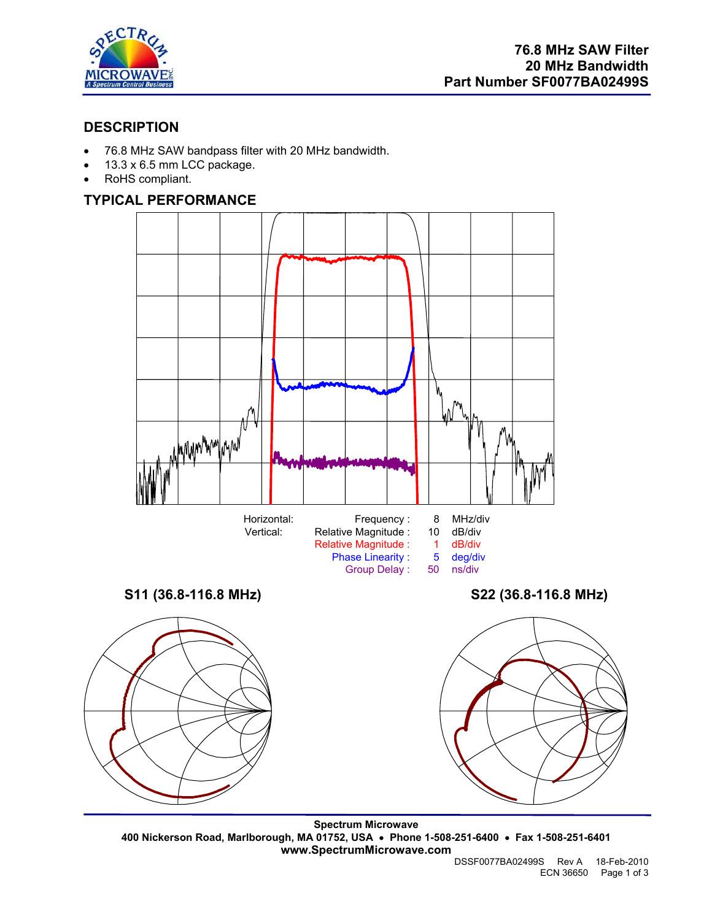# 76.8 MHz SAW Filter
## 20 MHz Bandwidth
## Part Number SF0077BA02499S

## DESCRIPTION

- 76.8 MHz SAW bandpass filter with 20 MHz bandwidth.
- 13.3 x 6.5 mm LCC package.
- RoHS compliant.

## TYPICAL PERFORMANCE

| | | | |
|---|---|---|---|
| Horizontal: | Frequency : | 8 | MHz/div |
| Vertical: | Relative Magnitude : | 10 | dB/div |
| | Relative Magnitude : | 1 | dB/div |
| | Phase Linearity : | 5 | deg/div |
| | Group Delay : | 50 | ns/div |

**S11 (36.8-116.8 MHz)**

**S22 (36.8-116.8 MHz)**

**Spectrum Microwave**
**400 Nickerson Road, Marlborough, MA 01752, USA • Phone 1-508-251-6400 • Fax 1-508-251-6401**
**www.SpectrumMicrowave.com**

DSSF0077BA02499S Rev A 18-Feb-2010
ECN 36650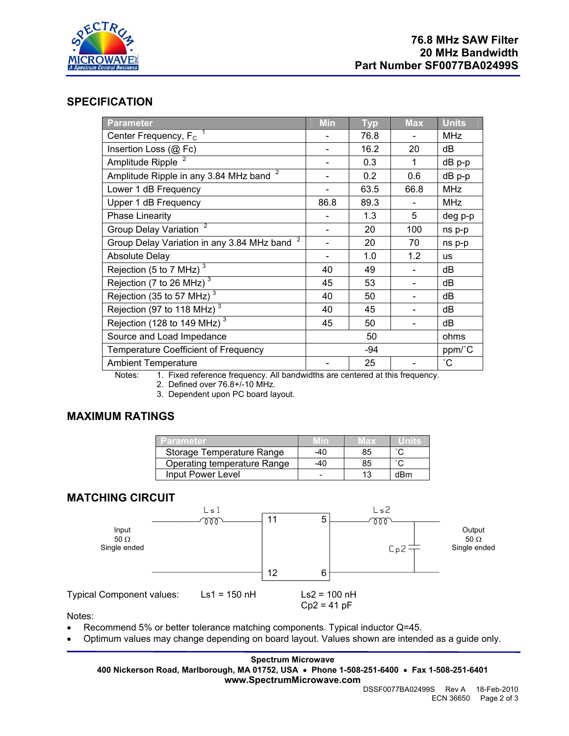# 76.8 MHz SAW Filter
# 20 MHz Bandwidth
# Part Number SF0077BA02499S

## SPECIFICATION

| Parameter | Min | Typ | Max | Units |
|---|---|---|---|---|
| Center Frequency, $F_C$ [1] | - | 76.8 | - | MHz |
| Insertion Loss (@ Fc) | - | 16.2 | 20 | dB |
| Amplitude Ripple [2] | - | 0.3 | 1 | dB p-p |
| Amplitude Ripple in any 3.84 MHz band [2] | - | 0.2 | 0.6 | dB p-p |
| Lower 1 dB Frequency | - | 63.5 | 66.8 | MHz |
| Upper 1 dB Frequency | 86.8 | 89.3 | - | MHz |
| Phase Linearity | - | 1.3 | 5 | deg p-p |
| Group Delay Variation [2] | - | 20 | 100 | ns p-p |
| Group Delay Variation in any 3.84 MHz band [2] | - | 20 | 70 | ns p-p |
| Absolute Delay | - | 1.0 | 1.2 | us |
| Rejection (5 to 7 MHz) [3] | 40 | 49 | - | dB |
| Rejection (7 to 26 MHz) [3] | 45 | 53 | - | dB |
| Rejection (35 to 57 MHz) [3] | 40 | 50 | - | dB |
| Rejection (97 to 118 MHz) [3] | 40 | 45 | - | dB |
| Rejection (128 to 149 MHz) [3] | 45 | 50 | - | dB |
| Source and Load Impedance | | 50 | | ohms |
| Temperature Coefficient of Frequency | | -94 | | ppm/˚C |
| Ambient Temperature | - | 25 | - | ˚C |

Notes:
1. Fixed reference frequency. All bandwidths are centered at this frequency.
2. Defined over 76.8+/-10 MHz.
3. Dependent upon PC board layout.

## MAXIMUM RATINGS

| Parameter | Min | Max | Units |
|---|---|---|---|
| Storage Temperature Range | -40 | 85 | ˚C |
| Operating temperature Range | -40 | 85 | ˚C |
| Input Power Level | - | 13 | dBm |

## MATCHING CIRCUIT

Input 50 Ω Single ended — Ls1 — pins 11/12 — SAW filter — pins 5/6 — Ls2, Cp2 — Output 50 Ω Single ended

Typical Component values: Ls1 = 150 nH     Ls2 = 100 nH
Cp2 = 41 pF

Notes:

- Recommend 5% or better tolerance matching components. Typical inductor Q=45.
- Optimum values may change depending on board layout. Values shown are intended as a guide only.

**Spectrum Microwave**
**400 Nickerson Road, Marlborough, MA 01752, USA • Phone 1-508-251-6400 • Fax 1-508-251-6401**
**www.SpectrumMicrowave.com**

DSSF0077BA02499S Rev A 18-Feb-2010
ECN 36650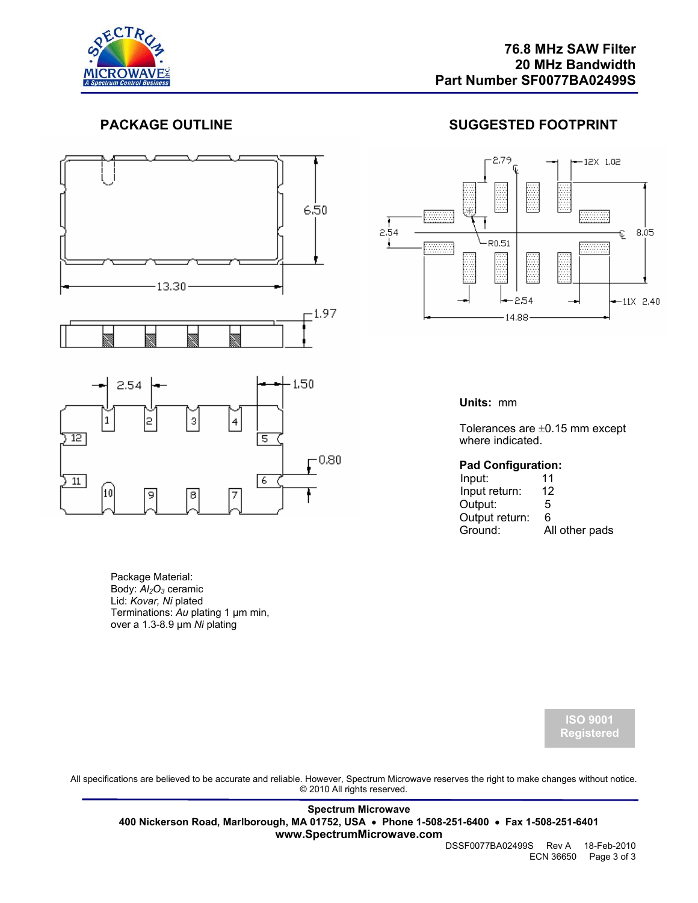76.8 MHz SAW Filter
20 MHz Bandwidth
Part Number SF0077BA02499S

## PACKAGE OUTLINE

6.50

13.30

1.97

2.54

1.50

0.80

1 2 3 4 5 6 7 8 9 10 11 12

## SUGGESTED FOOTPRINT

2.79

12X 1.02

2.54

R0.51

8.05

2.54

11X 2.40

14.88

**Units:** mm

Tolerances are ±0.15 mm except where indicated.

**Pad Configuration:**

| | |
|---|---|
| Input: | 11 |
| Input return: | 12 |
| Output: | 5 |
| Output return: | 6 |
| Ground: | All other pads |

Package Material:
Body: *$Al_2O_3$* ceramic
Lid: *Kovar, Ni* plated
Terminations: *Au* plating 1 µm min, over a 1.3-8.9 µm *Ni* plating

ISO 9001 Registered

All specifications are believed to be accurate and reliable. However, Spectrum Microwave reserves the right to make changes without notice.
© 2010 All rights reserved.

**Spectrum Microwave**
**400 Nickerson Road, Marlborough, MA 01752, USA • Phone 1-508-251-6400 • Fax 1-508-251-6401**
**www.SpectrumMicrowave.com**

DSSF0077BA02499S Rev A 18-Feb-2010
ECN 36650